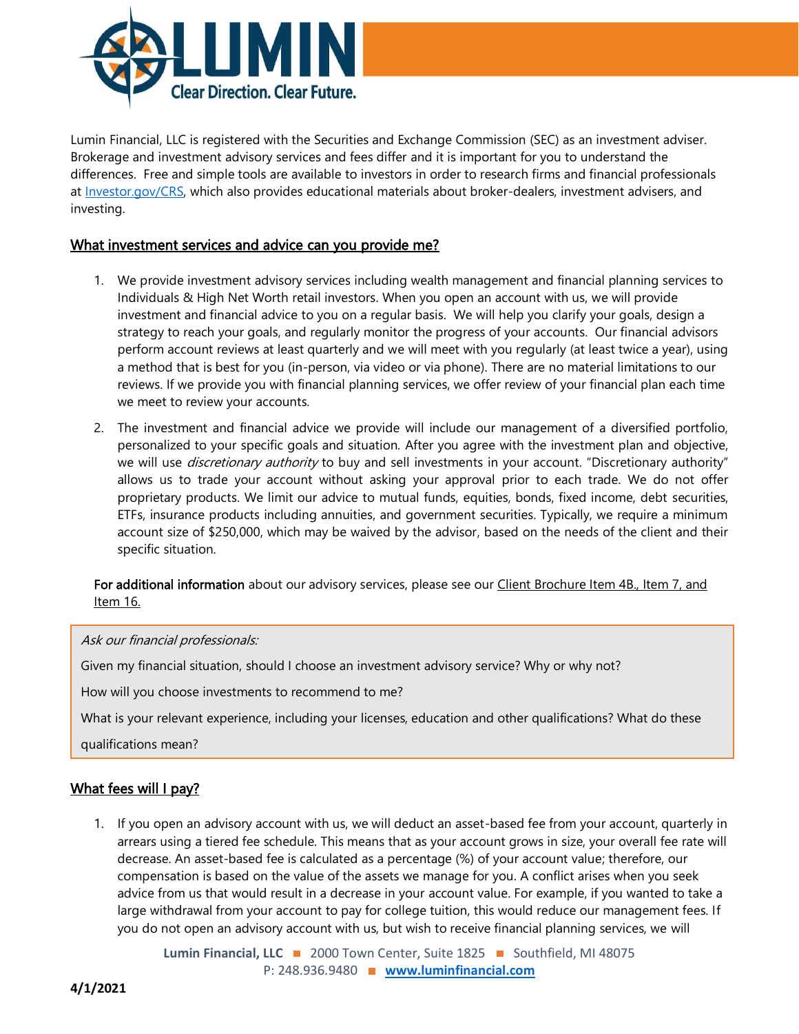Lumin Financial, LLC is registered with the Securities and Exchange Commission (SEC) as an investment adviser. Brokerage and investment advisory services and fees differ and it is important for you to understand the differences. Free and simple tools are available to investors in order to research firms and financial professionals at Investor.gov/CRS, which also provides educational materials about broker-dealers, investment advisers, and investing.

## What investment services and advice can you provide me?

1. We provide investment advisory services including wealth management and financial planning services to Individuals & High Net Worth retail investors. When you open an account with us, we will provide investment and financial advice to you on a regular basis. We will help you clarify your goals, design a strategy to reach your goals, and regularly monitor the progress of your accounts. Our financial advisors perform account reviews at least quarterly and we will meet with you regularly (at least twice a year), using a method that is best for you (in-person, via video or via phone). There are no material limitations to our reviews. If we provide you with financial planning services, we offer review of your financial plan each time we meet to review your accounts.
2. The investment and financial advice we provide will include our management of a diversified portfolio, personalized to your specific goals and situation. After you agree with the investment plan and objective, we will use *discretionary authority* to buy and sell investments in your account. "Discretionary authority" allows us to trade your account without asking your approval prior to each trade. We do not offer proprietary products. We limit our advice to mutual funds, equities, bonds, fixed income, debt securities, ETFs, insurance products including annuities, and government securities. Typically, we require a minimum account size of $250,000, which may be waived by the advisor, based on the needs of the client and their specific situation.

**For additional information** about our advisory services, please see our Client Brochure Item 4B., Item 7, and Item 16.

*Ask our financial professionals:*

Given my financial situation, should I choose an investment advisory service? Why or why not?

How will you choose investments to recommend to me?

What is your relevant experience, including your licenses, education and other qualifications? What do these qualifications mean?

## What fees will I pay?

1. If you open an advisory account with us, we will deduct an asset-based fee from your account, quarterly in arrears using a tiered fee schedule. This means that as your account grows in size, your overall fee rate will decrease. An asset-based fee is calculated as a percentage (%) of your account value; therefore, our compensation is based on the value of the assets we manage for you. A conflict arises when you seek advice from us that would result in a decrease in your account value. For example, if you wanted to take a large withdrawal from your account to pay for college tuition, this would reduce our management fees. If you do not open an advisory account with us, but wish to receive financial planning services, we will

Lumin Financial, LLC ■ 2000 Town Center, Suite 1825 ■ Southfield, MI 48075
P: 248.936.9480 ■ www.luminfinancial.com

**4/1/2021**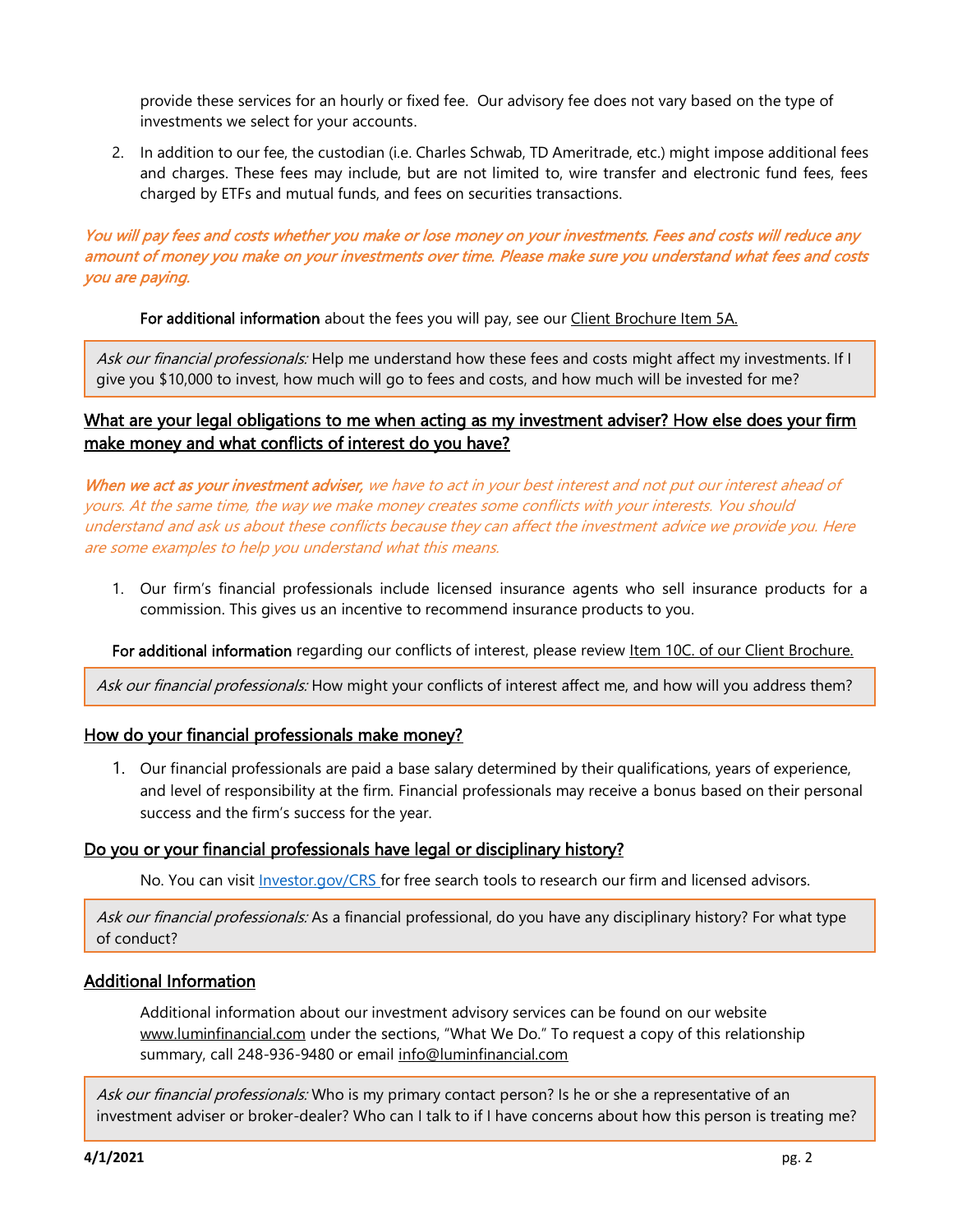provide these services for an hourly or fixed fee. Our advisory fee does not vary based on the type of investments we select for your accounts.

2. In addition to our fee, the custodian (i.e. Charles Schwab, TD Ameritrade, etc.) might impose additional fees and charges. These fees may include, but are not limited to, wire transfer and electronic fund fees, fees charged by ETFs and mutual funds, and fees on securities transactions.

***You will pay fees and costs whether you make or lose money on your investments. Fees and costs will reduce any amount of money you make on your investments over time. Please make sure you understand what fees and costs you are paying.***

**For additional information** about the fees you will pay, see our Client Brochure Item 5A.

> *Ask our financial professionals:* Help me understand how these fees and costs might affect my investments. If I give you $10,000 to invest, how much will go to fees and costs, and how much will be invested for me?

## What are your legal obligations to me when acting as my investment adviser? How else does your firm make money and what conflicts of interest do you have?

***When we act as your investment adviser,*** *we have to act in your best interest and not put our interest ahead of yours. At the same time, the way we make money creates some conflicts with your interests. You should understand and ask us about these conflicts because they can affect the investment advice we provide you. Here are some examples to help you understand what this means.*

1. Our firm's financial professionals include licensed insurance agents who sell insurance products for a commission. This gives us an incentive to recommend insurance products to you.

**For additional information** regarding our conflicts of interest, please review Item 10C. of our Client Brochure.

> *Ask our financial professionals:* How might your conflicts of interest affect me, and how will you address them?

## How do your financial professionals make money?

1. Our financial professionals are paid a base salary determined by their qualifications, years of experience, and level of responsibility at the firm. Financial professionals may receive a bonus based on their personal success and the firm's success for the year.

## Do you or your financial professionals have legal or disciplinary history?

No. You can visit [Investor.gov/CRS](Investor.gov/CRS) for free search tools to research our firm and licensed advisors.

> *Ask our financial professionals:* As a financial professional, do you have any disciplinary history? For what type of conduct?

## Additional Information

Additional information about our investment advisory services can be found on our website www.luminfinancial.com under the sections, "What We Do." To request a copy of this relationship summary, call 248-936-9480 or email info@luminfinancial.com

> *Ask our financial professionals:* Who is my primary contact person? Is he or she a representative of an investment adviser or broker-dealer? Who can I talk to if I have concerns about how this person is treating me?

**4/1/2021**